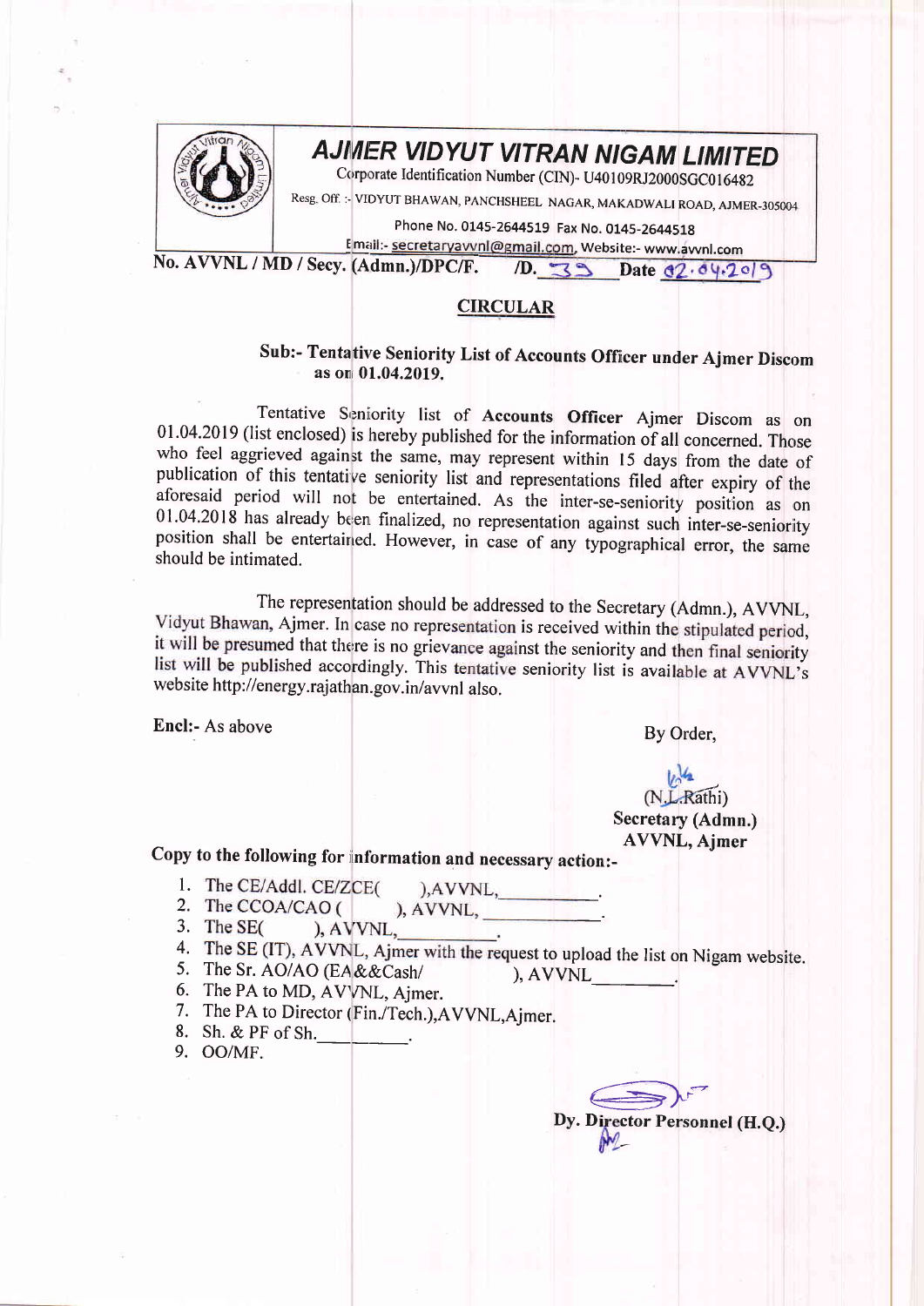# AJMER VIDYUT VITRAN NIGAM LIMITED

Corporate Identification Number (CIN)- U40109RJ2000SGC016482

Resg. Off. :- VIDYUT BHAWAN, PANCHSHEEL NAGAR, MAKADWALI ROAD, AJMER-305004

Phone No. 0145-2644519 Fax No. 0145-2644518

Email:- secretaryavvnl@gmail.com, Website:- www.avvnl.com

**No. AVVNL / MD / Secy. (Admn.)/DPC/F. /D. 33 Date 02.04.2019**

## CIRCULAR

**Sub:- Tentative Seniority List of Accounts Officer under Ajmer Discom as on 01.04.2019.**

Tentative Seniority list of **Accounts Officer** Ajmer Discom as on 01.04.2019 (list enclosed) is hereby published for the information of all concerned. Those who feel aggrieved against the same, may represent within 15 days from the date of publication of this tentative seniority list and representations filed after expiry of the aforesaid period will not be entertained. As the inter-se-seniority position as on 01.04.2018 has already been finalized, no representation against such inter-se-seniority position shall be entertained. However, in case of any typographical error, the same should be intimated.

The representation should be addressed to the Secretary (Admn.), AVVNL, Vidyut Bhawan, Ajmer. In case no representation is received within the stipulated period, it will be presumed that there is no grievance against the seniority and then final seniority list will be published accordingly. This tentative seniority list is available at AVVNL's website http://energy.rajathan.gov.in/avvnl also.

**Encl:-** As above

By Order,

(N.L.Rathi)
**Secretary (Admn.)**
**AVVNL, Ajmer**

**Copy to the following for information and necessary action:-**

1. The CE/Addl. CE/ZCE( ),AVVNL,\_\_\_\_\_\_\_\_\_.
2. The CCOA/CAO ( ), AVVNL, \_\_\_\_\_\_\_\_\_\_.
3. The SE( ), AVVNL,\_\_\_\_\_\_\_\_\_.
4. The SE (IT), AVVNL, Ajmer with the request to upload the list on Nigam website.
5. The Sr. AO/AO (EA&&Cash/ ), AVVNL\_\_\_\_\_\_\_\_.
6. The PA to MD, AVVNL, Ajmer.
7. The PA to Director (Fin./Tech.),AVVNL,Ajmer.
8. Sh. & PF of Sh.\_\_\_\_\_\_\_\_\_.
9. OO/MF.

**Dy. Director Personnel (H.Q.)**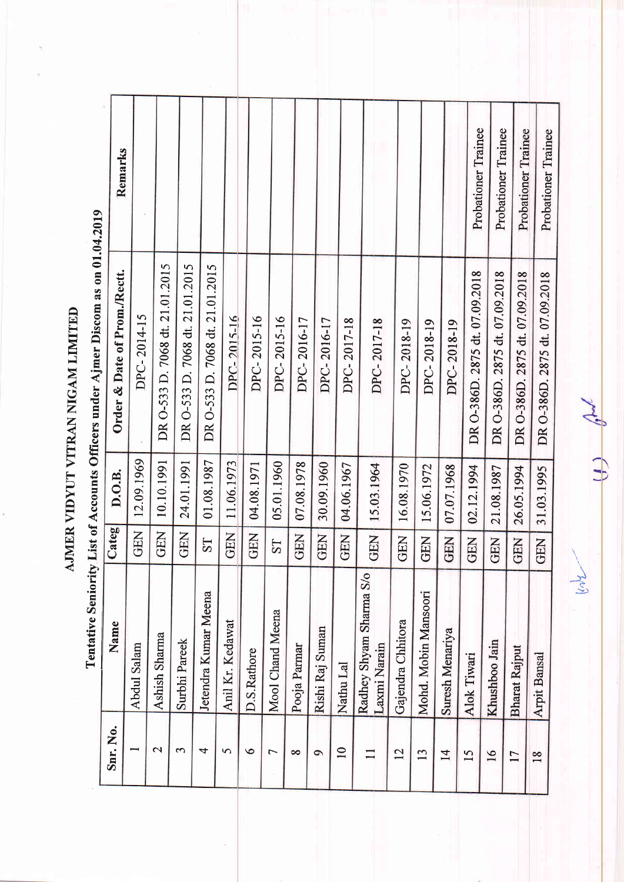# AJMER VIDYUT VITRAN NIGAM LIMITED

## Tentative Seniority List of Accounts Officers under Ajmer Discom as on 01.04.2019

| Snr. No. | Name | Categ | D.O.B. | Order & Date of Prom./Rectt. | Remarks |
|---|---|---|---|---|---|
| 1 | Abdul Salam | GEN | 12.09.1969 | DPC-2014-15 | |
| 2 | Ashish Sharma | GEN | 10.10.1991 | DR O-533 D. 7068 dt. 21.01.2015 | |
| 3 | Surbhi Pareek | GEN | 24.01.1991 | DR O-533 D. 7068 dt. 21.01.2015 | |
| 4 | Jetendra Kumar Meena | ST | 01.08.1987 | DR O-533 D. 7068 dt. 21.01.2015 | |
| 5 | Anil Kr. Kedawat | GEN | 11.06.1973 | DPC-2015-16 | |
| 6 | D.S.Rathore | GEN | 04.08.1971 | DPC-2015-16 | |
| 7 | Mool Chand Meena | ST | 05.01.1960 | DPC-2015-16 | |
| 8 | Pooja Parmar | GEN | 07.08.1978 | DPC-2016-17 | |
| 9 | Rishi Raj Suman | GEN | 30.09.1960 | DPC-2016-17 | |
| 10 | Nathu Lal | GEN | 04.06.1967 | DPC-2017-18 | |
| 11 | Radhey Shyam Sharma S/o Laxmi Narain | GEN | 15.03.1964 | DPC-2017-18 | |
| 12 | Gajendra Chhitora | GEN | 16.08.1970 | DPC-2018-19 | |
| 13 | Mohd. Mobin Mansoori | GEN | 15.06.1972 | DPC-2018-19 | |
| 14 | Suresh Menariya | GEN | 07.07.1968 | DPC-2018-19 | |
| 15 | Alok Tiwari | GEN | 02.12.1994 | DR O-386D. 2875 dt. 07.09.2018 | Probationer Trainee |
| 16 | Khushboo Jain | GEN | 21.08.1987 | DR O-386D. 2875 dt. 07.09.2018 | Probationer Trainee |
| 17 | Bharat Rajput | GEN | 26.05.1994 | DR O-386D. 2875 dt. 07.09.2018 | Probationer Trainee |
| 18 | Arpit Bansal | GEN | 31.03.1995 | DR O-386D. 2875 dt. 07.09.2018 | Probationer Trainee |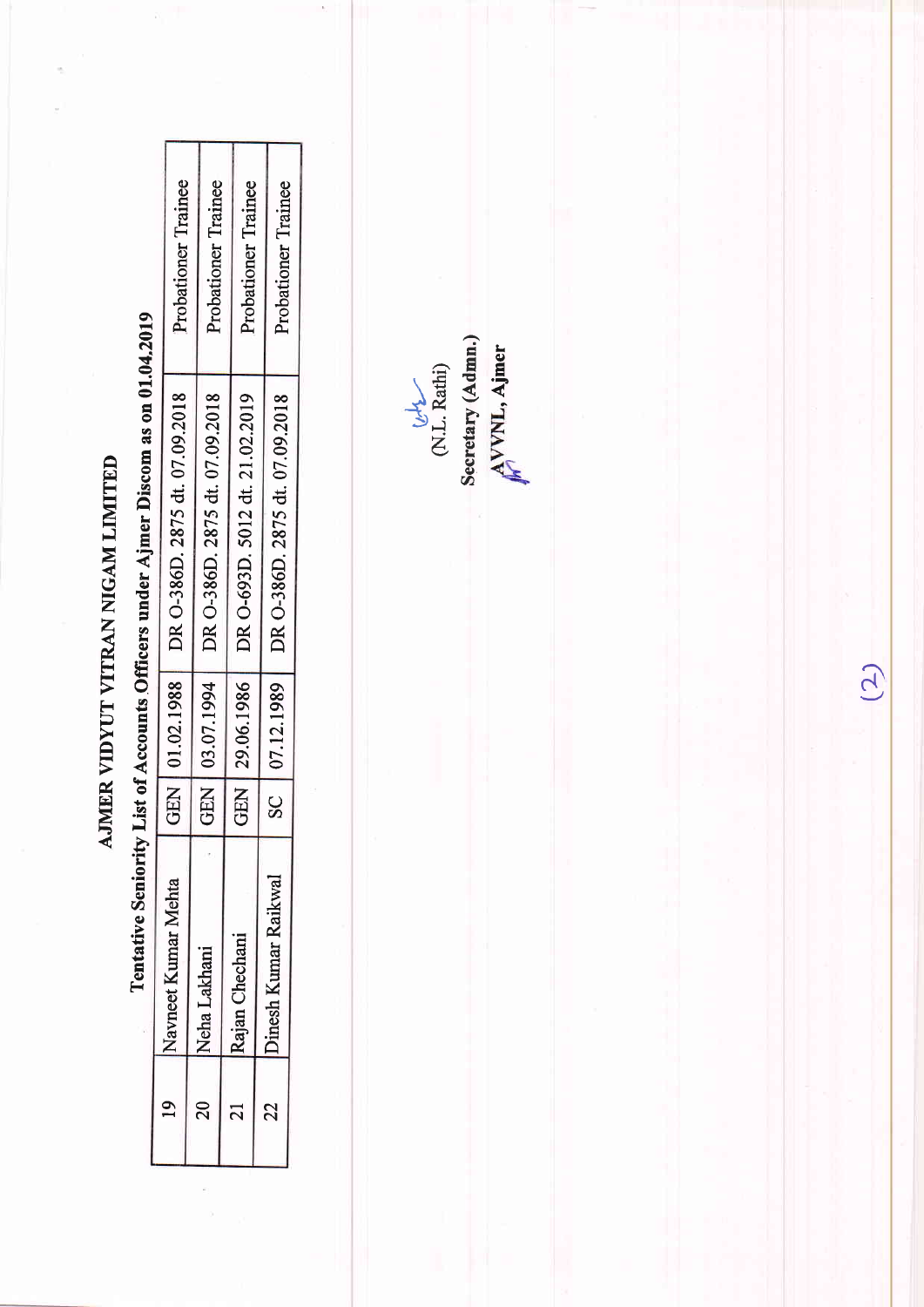# AJMER VIDYUT VITRAN NIGAM LIMITED

## Tentative Seniority List of Accounts Officers under Ajmer Discom as on 01.04.2019

| | | | | | |
|---|---|---|---|---|---|
| 19 | Navneet Kumar Mehta | GEN | 01.02.1988 | DR O-386D. 2875 dt. 07.09.2018 | Probationer Trainee |
| 20 | Neha Lakhani | GEN | 03.07.1994 | DR O-386D. 2875 dt. 07.09.2018 | Probationer Trainee |
| 21 | Rajan Chechani | GEN | 29.06.1986 | DR O-693D. 5012 dt. 21.02.2019 | Probationer Trainee |
| 22 | Dinesh Kumar Raikwal | SC | 07.12.1989 | DR O-386D. 2875 dt. 07.09.2018 | Probationer Trainee |

(N.L. Rathi)
**Secretary (Admn.)**
**AVVNL, Ajmer**